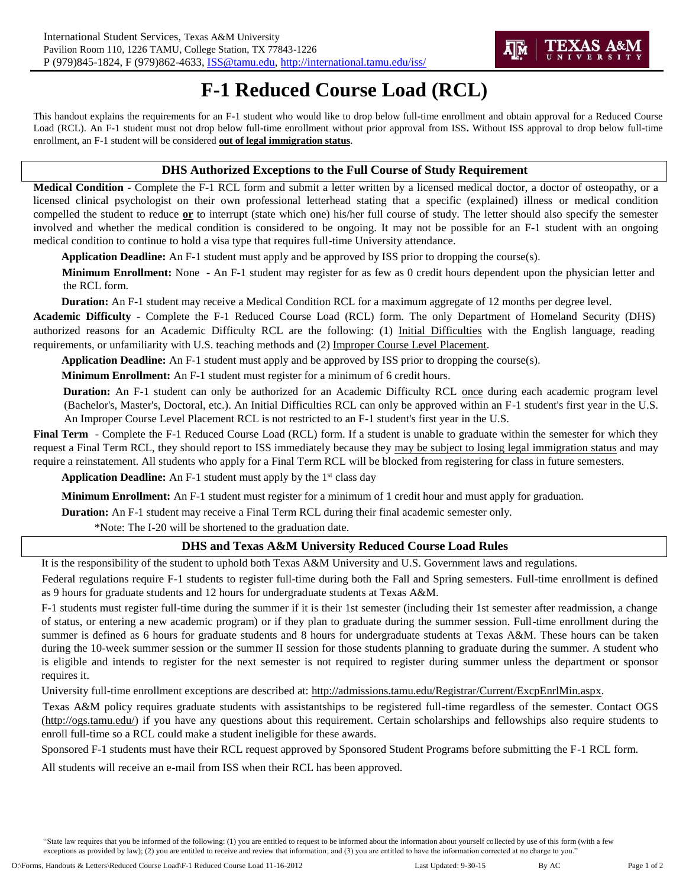International Student Services, Texas A&M University
Pavilion Room 110, 1226 TAMU, College Station, TX 77843-1226
P (979)845-1824, F (979)862-4633, ISS@tamu.edu, http://international.tamu.edu/iss/

# F-1 Reduced Course Load (RCL)

This handout explains the requirements for an F-1 student who would like to drop below full-time enrollment and obtain approval for a Reduced Course Load (RCL). An F-1 student must not drop below full-time enrollment without prior approval from ISS**.** Without ISS approval to drop below full-time enrollment, an F-1 student will be considered **out of legal immigration status**.

## DHS Authorized Exceptions to the Full Course of Study Requirement

**Medical Condition -** Complete the F-1 RCL form and submit a letter written by a licensed medical doctor, a doctor of osteopathy, or a licensed clinical psychologist on their own professional letterhead stating that a specific (explained) illness or medical condition compelled the student to reduce **or** to interrupt (state which one) his/her full course of study. The letter should also specify the semester involved and whether the medical condition is considered to be ongoing. It may not be possible for an F-1 student with an ongoing medical condition to continue to hold a visa type that requires full-time University attendance.

**Application Deadline:** An F-1 student must apply and be approved by ISS prior to dropping the course(s).

**Minimum Enrollment:** None - An F-1 student may register for as few as 0 credit hours dependent upon the physician letter and the RCL form.

**Duration:** An F-1 student may receive a Medical Condition RCL for a maximum aggregate of 12 months per degree level.

**Academic Difficulty** - Complete the F-1 Reduced Course Load (RCL) form. The only Department of Homeland Security (DHS) authorized reasons for an Academic Difficulty RCL are the following: (1) Initial Difficulties with the English language, reading requirements, or unfamiliarity with U.S. teaching methods and (2) Improper Course Level Placement.

**Application Deadline:** An F-1 student must apply and be approved by ISS prior to dropping the course(s).

**Minimum Enrollment:** An F-1 student must register for a minimum of 6 credit hours.

**Duration:** An F-1 student can only be authorized for an Academic Difficulty RCL once during each academic program level (Bachelor's, Master's, Doctoral, etc.). An Initial Difficulties RCL can only be approved within an F-1 student's first year in the U.S. An Improper Course Level Placement RCL is not restricted to an F-1 student's first year in the U.S.

**Final Term** - Complete the F-1 Reduced Course Load (RCL) form. If a student is unable to graduate within the semester for which they request a Final Term RCL, they should report to ISS immediately because they may be subject to losing legal immigration status and may require a reinstatement. All students who apply for a Final Term RCL will be blocked from registering for class in future semesters.

**Application Deadline:** An F-1 student must apply by the 1st class day

**Minimum Enrollment:** An F-1 student must register for a minimum of 1 credit hour and must apply for graduation.

**Duration:** An F-1 student may receive a Final Term RCL during their final academic semester only.

*Note: The I-20 will be shortened to the graduation date.

## DHS and Texas A&M University Reduced Course Load Rules

It is the responsibility of the student to uphold both Texas A&M University and U.S. Government laws and regulations.

Federal regulations require F-1 students to register full-time during both the Fall and Spring semesters. Full-time enrollment is defined as 9 hours for graduate students and 12 hours for undergraduate students at Texas A&M.

F-1 students must register full-time during the summer if it is their 1st semester (including their 1st semester after readmission, a change of status, or entering a new academic program) or if they plan to graduate during the summer session. Full-time enrollment during the summer is defined as 6 hours for graduate students and 8 hours for undergraduate students at Texas A&M. These hours can be taken during the 10-week summer session or the summer II session for those students planning to graduate during the summer. A student who is eligible and intends to register for the next semester is not required to register during summer unless the department or sponsor requires it.

University full-time enrollment exceptions are described at: http://admissions.tamu.edu/Registrar/Current/ExcpEnrlMin.aspx.

Texas A&M policy requires graduate students with assistantships to be registered full-time regardless of the semester. Contact OGS (http://ogs.tamu.edu/) if you have any questions about this requirement. Certain scholarships and fellowships also require students to enroll full-time so a RCL could make a student ineligible for these awards.

Sponsored F-1 students must have their RCL request approved by Sponsored Student Programs before submitting the F-1 RCL form.

All students will receive an e-mail from ISS when their RCL has been approved.

"State law requires that you be informed of the following: (1) you are entitled to request to be informed about the information about yourself collected by use of this form (with a few exceptions as provided by law); (2) you are entitled to receive and review that information; and (3) you are entitled to have the information corrected at no charge to you."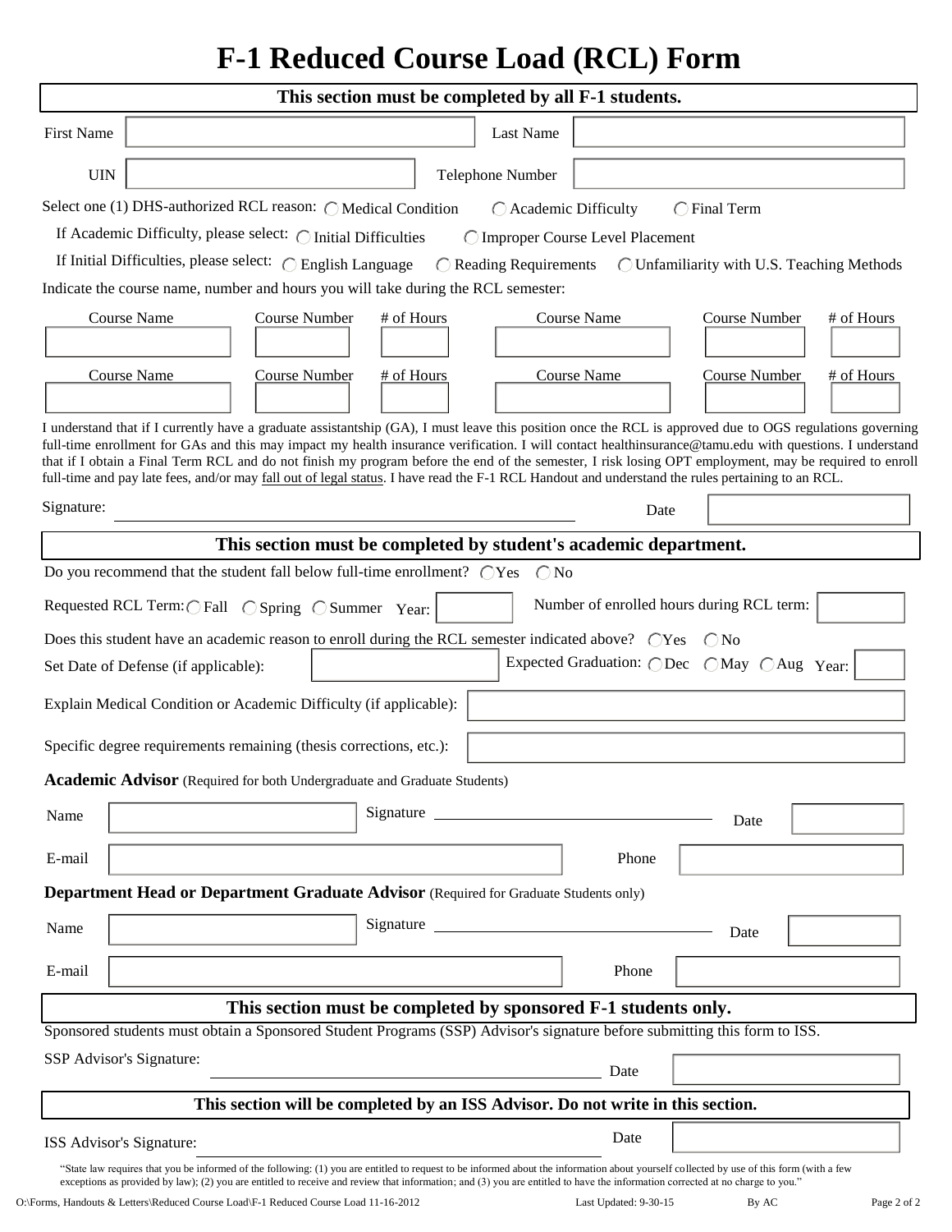# F-1 Reduced Course Load (RCL) Form

**This section must be completed by all F-1 students.**

First Name ______________ Last Name ______________

UIN ______________ Telephone Number ______________

Select one (1) DHS-authorized RCL reason: ◯ Medical Condition ◯ Academic Difficulty ◯ Final Term

If Academic Difficulty, please select: ◯ Initial Difficulties ◯ Improper Course Level Placement

If Initial Difficulties, please select: ◯ English Language ◯ Reading Requirements ◯ Unfamiliarity with U.S. Teaching Methods

Indicate the course name, number and hours you will take during the RCL semester:

| Course Name | Course Number | # of Hours | Course Name | Course Number | # of Hours |
|---|---|---|---|---|---|
| | | | | | |
| Course Name | Course Number | # of Hours | Course Name | Course Number | # of Hours |
| | | | | | |

I understand that if I currently have a graduate assistantship (GA), I must leave this position once the RCL is approved due to OGS regulations governing full-time enrollment for GAs and this may impact my health insurance verification. I will contact healthinsurance@tamu.edu with questions. I understand that if I obtain a Final Term RCL and do not finish my program before the end of the semester, I risk losing OPT employment, may be required to enroll full-time and pay late fees, and/or may fall out of legal status. I have read the F-1 RCL Handout and understand the rules pertaining to an RCL.

Signature: ______________ Date ______________

**This section must be completed by student's academic department.**

Do you recommend that the student fall below full-time enrollment? ◯ Yes ◯ No

Requested RCL Term: ◯ Fall ◯ Spring ◯ Summer Year: ______ Number of enrolled hours during RCL term: ______

Does this student have an academic reason to enroll during the RCL semester indicated above? ◯ Yes ◯ No

Set Date of Defense (if applicable): ______________ Expected Graduation: ◯ Dec ◯ May ◯ Aug Year: ______

Explain Medical Condition or Academic Difficulty (if applicable): ______________

Specific degree requirements remaining (thesis corrections, etc.): ______________

**Academic Advisor** (Required for both Undergraduate and Graduate Students)

Name ______________ Signature ______________ Date ______________

E-mail ______________ Phone ______________

**Department Head or Department Graduate Advisor** (Required for Graduate Students only)

Name ______________ Signature ______________ Date ______________

E-mail ______________ Phone ______________

**This section must be completed by sponsored F-1 students only.**

Sponsored students must obtain a Sponsored Student Programs (SSP) Advisor's signature before submitting this form to ISS.

SSP Advisor's Signature: ______________ Date ______________

**This section will be completed by an ISS Advisor. Do not write in this section.**

ISS Advisor's Signature: ______________ Date ______________

"State law requires that you be informed of the following: (1) you are entitled to request to be informed about the information about yourself collected by use of this form (with a few exceptions as provided by law); (2) you are entitled to receive and review that information; and (3) you are entitled to have the information corrected at no charge to you."

O:\Forms, Handouts & Letters\Reduced Course Load\F-1 Reduced Course Load 11-16-2012 Last Updated: 9-30-15 By AC